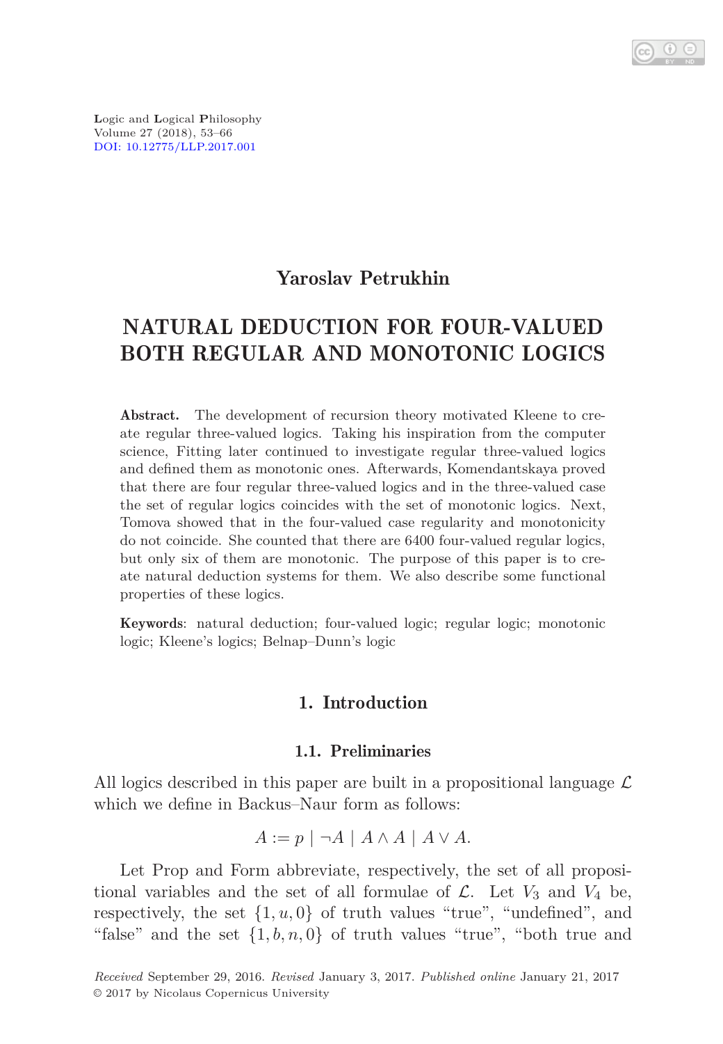Logic and Logical Philosophy
Volume 27 (2018), 53–66
DOI: 10.12775/LLP.2017.001

**Yaroslav Petrukhin**

# NATURAL DEDUCTION FOR FOUR-VALUED BOTH REGULAR AND MONOTONIC LOGICS

**Abstract.** The development of recursion theory motivated Kleene to create regular three-valued logics. Taking his inspiration from the computer science, Fitting later continued to investigate regular three-valued logics and defined them as monotonic ones. Afterwards, Komendantskaya proved that there are four regular three-valued logics and in the three-valued case the set of regular logics coincides with the set of monotonic logics. Next, Tomova showed that in the four-valued case regularity and monotonicity do not coincide. She counted that there are 6400 four-valued regular logics, but only six of them are monotonic. The purpose of this paper is to create natural deduction systems for them. We also describe some functional properties of these logics.

**Keywords**: natural deduction; four-valued logic; regular logic; monotonic logic; Kleene's logics; Belnap–Dunn's logic

## 1. Introduction

### 1.1. Preliminaries

All logics described in this paper are built in a propositional language $\mathcal{L}$ which we define in Backus–Naur form as follows:

$$A := p \mid \neg A \mid A \wedge A \mid A \vee A.$$

Let Prop and Form abbreviate, respectively, the set of all propositional variables and the set of all formulae of $\mathcal{L}$. Let $V_3$ and $V_4$ be, respectively, the set $\{1, u, 0\}$ of truth values "true", "undefined", and "false" and the set $\{1, b, n, 0\}$ of truth values "true", "both true and

*Received* September 29, 2016. *Revised* January 3, 2017. *Published online* January 21, 2017
© 2017 by Nicolaus Copernicus University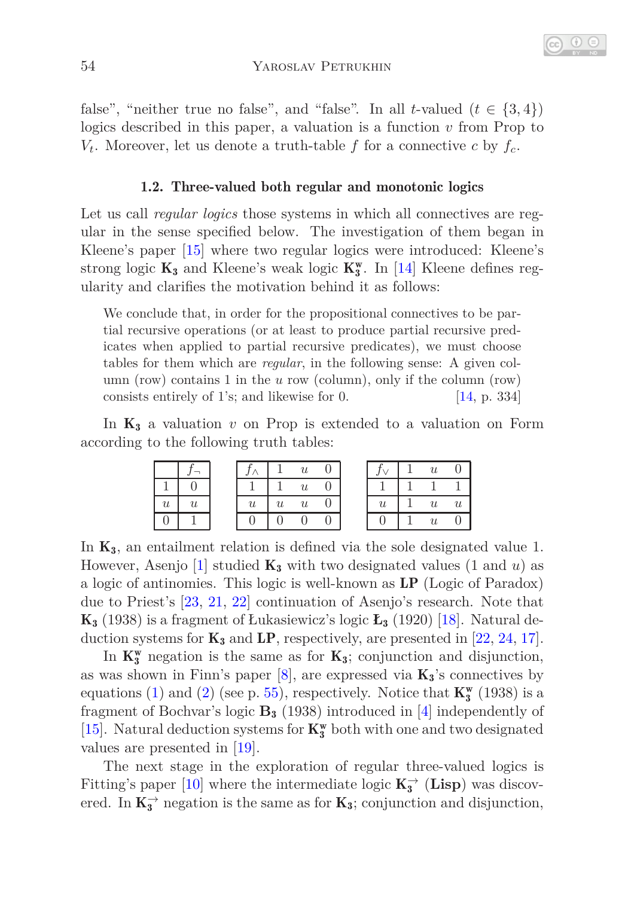false", "neither true no false", and "false". In all $t$-valued ($t \in \{3, 4\}$) logics described in this paper, a valuation is a function $v$ from Prop to $V_t$. Moreover, let us denote a truth-table $f$ for a connective $c$ by $f_c$.

### 1.2. Three-valued both regular and monotonic logics

Let us call *regular logics* those systems in which all connectives are regular in the sense specified below. The investigation of them began in Kleene's paper [15] where two regular logics were introduced: Kleene's strong logic $\mathbf{K_3}$ and Kleene's weak logic $\mathbf{K_3^w}$. In [14] Kleene defines regularity and clarifies the motivation behind it as follows:

> We conclude that, in order for the propositional connectives to be partial recursive operations (or at least to produce partial recursive predicates when applied to partial recursive predicates), we must choose tables for them which are *regular*, in the following sense: A given column (row) contains 1 in the $u$ row (column), only if the column (row) consists entirely of 1's; and likewise for 0. [14, p. 334]

In $\mathbf{K_3}$ a valuation $v$ on Prop is extended to a valuation on Form according to the following truth tables:

| | $f_\neg$ |
|---|---|
| 1 | 0 |
| $u$ | $u$ |
| 0 | 1 |

| $f_\wedge$ | 1 | $u$ | 0 |
|---|---|---|---|
| 1 | 1 | $u$ | 0 |
| $u$ | $u$ | $u$ | 0 |
| 0 | 0 | 0 | 0 |

| $f_\vee$ | 1 | $u$ | 0 |
|---|---|---|---|
| 1 | 1 | 1 | 1 |
| $u$ | 1 | $u$ | $u$ |
| 0 | 1 | $u$ | 0 |

In $\mathbf{K_3}$, an entailment relation is defined via the sole designated value 1. However, Asenjo [1] studied $\mathbf{K_3}$ with two designated values (1 and $u$) as a logic of antinomies. This logic is well-known as **LP** (Logic of Paradox) due to Priest's [23, 21, 22] continuation of Asenjo's research. Note that $\mathbf{K_3}$ (1938) is a fragment of Łukasiewicz's logic $\mathbf{Ł_3}$ (1920) [18]. Natural deduction systems for $\mathbf{K_3}$ and **LP**, respectively, are presented in [22, 24, 17].

In $\mathbf{K_3^w}$ negation is the same as for $\mathbf{K_3}$; conjunction and disjunction, as was shown in Finn's paper [8], are expressed via $\mathbf{K_3}$'s connectives by equations (1) and (2) (see p. 55), respectively. Notice that $\mathbf{K_3^w}$ (1938) is a fragment of Bochvar's logic $\mathbf{B_3}$ (1938) introduced in [4] independently of [15]. Natural deduction systems for $\mathbf{K_3^w}$ both with one and two designated values are presented in [19].

The next stage in the exploration of regular three-valued logics is Fitting's paper [10] where the intermediate logic $\mathbf{K_3^{\rightarrow}}$ (**Lisp**) was discovered. In $\mathbf{K_3^{\rightarrow}}$ negation is the same as for $\mathbf{K_3}$; conjunction and disjunction,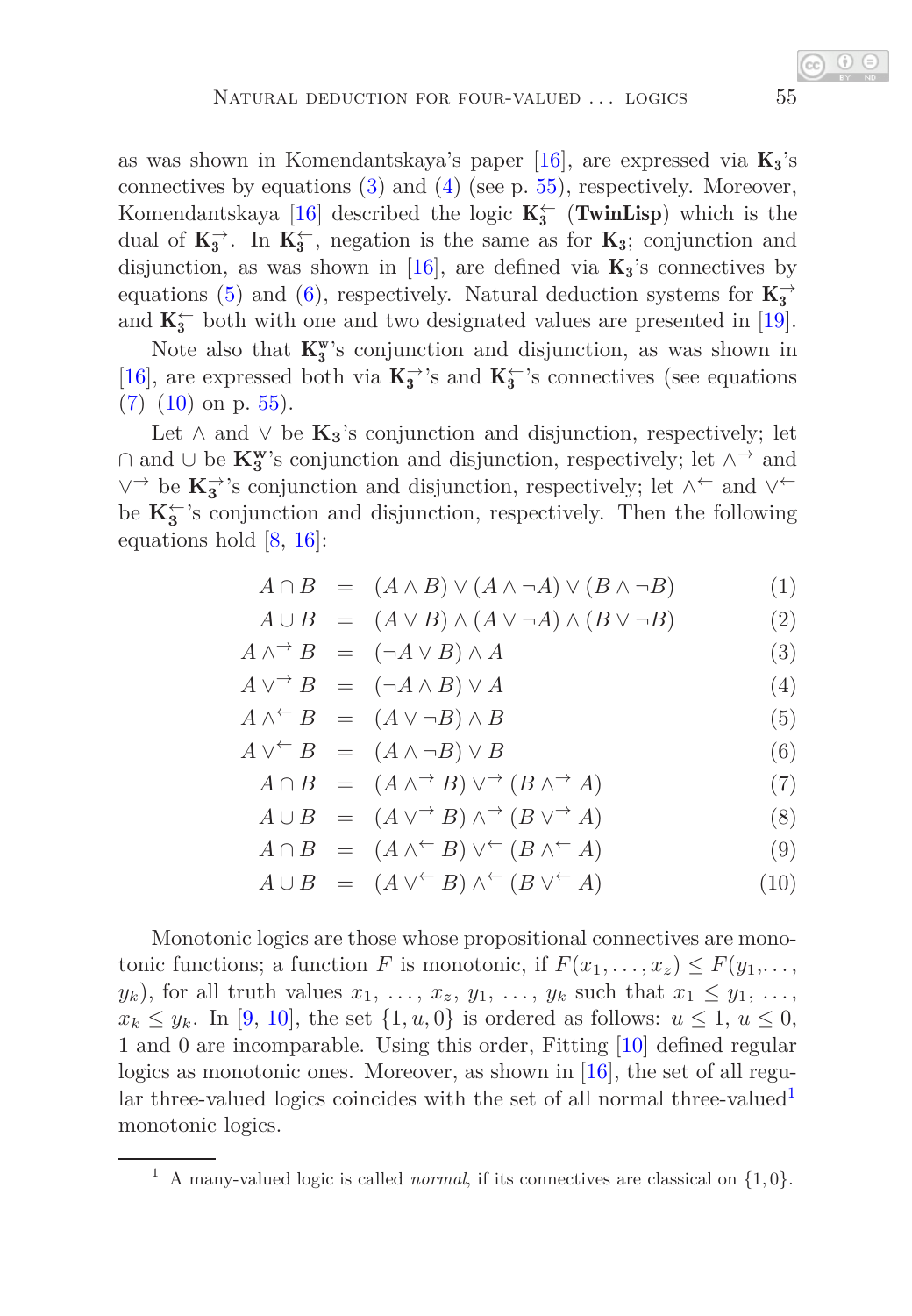as was shown in Komendantskaya's paper [16], are expressed via $\mathbf{K_3}$'s connectives by equations (3) and (4) (see p. 55), respectively. Moreover, Komendantskaya [16] described the logic $\mathbf{K_3^{\leftarrow}}$ (**TwinLisp**) which is the dual of $\mathbf{K_3^{\rightarrow}}$. In $\mathbf{K_3^{\leftarrow}}$, negation is the same as for $\mathbf{K_3}$; conjunction and disjunction, as was shown in [16], are defined via $\mathbf{K_3}$'s connectives by equations (5) and (6), respectively. Natural deduction systems for $\mathbf{K_3^{\rightarrow}}$ and $\mathbf{K_3^{\leftarrow}}$ both with one and two designated values are presented in [19].

Note also that $\mathbf{K_3^w}$'s conjunction and disjunction, as was shown in [16], are expressed both via $\mathbf{K_3^{\rightarrow}}$'s and $\mathbf{K_3^{\leftarrow}}$'s connectives (see equations (7)–(10) on p. 55).

Let $\wedge$ and $\vee$ be $\mathbf{K_3}$'s conjunction and disjunction, respectively; let $\cap$ and $\cup$ be $\mathbf{K_3^w}$'s conjunction and disjunction, respectively; let $\wedge^{\rightarrow}$ and $\vee^{\rightarrow}$ be $\mathbf{K_3^{\rightarrow}}$'s conjunction and disjunction, respectively; let $\wedge^{\leftarrow}$ and $\vee^{\leftarrow}$ be $\mathbf{K_3^{\leftarrow}}$'s conjunction and disjunction, respectively. Then the following equations hold [8, 16]:

$$A \cap B = (A \wedge B) \vee (A \wedge \neg A) \vee (B \wedge \neg B) \tag{1}$$

$$A \cup B = (A \vee B) \wedge (A \vee \neg A) \wedge (B \vee \neg B) \tag{2}$$

$$A \wedge^{\rightarrow} B = (\neg A \vee B) \wedge A \tag{3}$$

$$A \vee^{\rightarrow} B = (\neg A \wedge B) \vee A \tag{4}$$

$$A \wedge^{\leftarrow} B = (A \vee \neg B) \wedge B \tag{5}$$

$$A \vee^{\leftarrow} B = (A \wedge \neg B) \vee B \tag{6}$$

$$A \cap B = (A \wedge^{\rightarrow} B) \vee^{\rightarrow} (B \wedge^{\rightarrow} A) \tag{7}$$

$$A \cup B = (A \vee^{\rightarrow} B) \wedge^{\rightarrow} (B \vee^{\rightarrow} A) \tag{8}$$

$$A \cap B = (A \wedge^{\leftarrow} B) \vee^{\leftarrow} (B \wedge^{\leftarrow} A) \tag{9}$$

$$A \cup B = (A \vee^{\leftarrow} B) \wedge^{\leftarrow} (B \vee^{\leftarrow} A) \tag{10}$$

Monotonic logics are those whose propositional connectives are monotonic functions; a function $F$ is monotonic, if $F(x_1, \ldots, x_z) \leq F(y_1, \ldots, y_k)$, for all truth values $x_1, \ldots, x_z, y_1, \ldots, y_k$ such that $x_1 \leq y_1, \ldots, x_k \leq y_k$. In [9, 10], the set $\{1, u, 0\}$ is ordered as follows: $u \leq 1$, $u \leq 0$, 1 and 0 are incomparable. Using this order, Fitting [10] defined regular logics as monotonic ones. Moreover, as shown in [16], the set of all regular three-valued logics coincides with the set of all normal three-valued[1] monotonic logics.

[1] A many-valued logic is called *normal*, if its connectives are classical on $\{1, 0\}$.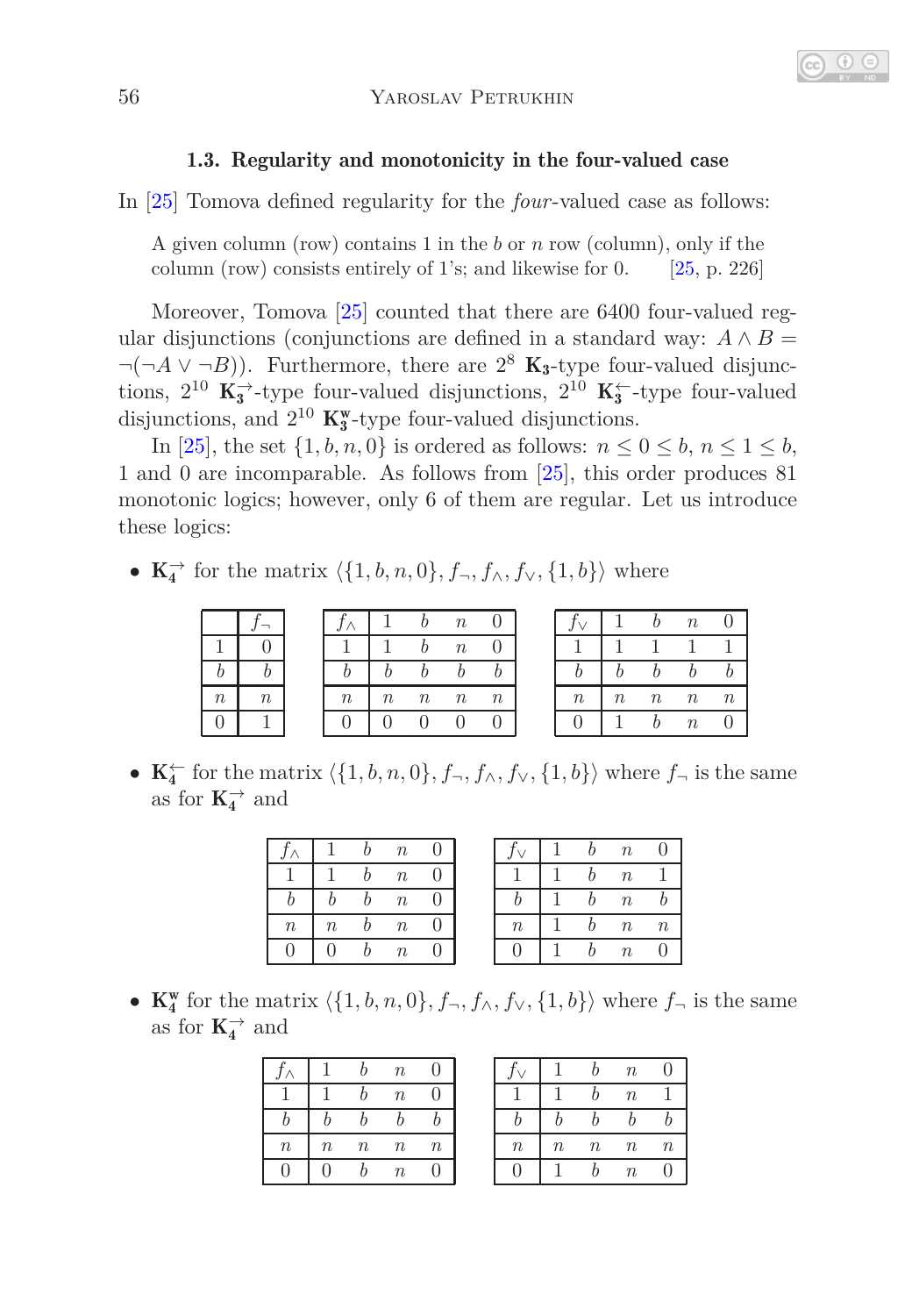### 1.3. Regularity and monotonicity in the four-valued case

In [25] Tomova defined regularity for the *four*-valued case as follows:

> A given column (row) contains 1 in the $b$ or $n$ row (column), only if the column (row) consists entirely of 1's; and likewise for 0. [25, p. 226]

Moreover, Tomova [25] counted that there are 6400 four-valued regular disjunctions (conjunctions are defined in a standard way: $A \wedge B = \neg(\neg A \vee \neg B)$). Furthermore, there are $2^8$ $\mathbf{K_3}$-type four-valued disjunctions, $2^{10}$ $\mathbf{K_3^{\rightarrow}}$-type four-valued disjunctions, $2^{10}$ $\mathbf{K_3^{\leftarrow}}$-type four-valued disjunctions, and $2^{10}$ $\mathbf{K_3^{w}}$-type four-valued disjunctions.

In [25], the set $\{1, b, n, 0\}$ is ordered as follows: $n \leq 0 \leq b$, $n \leq 1 \leq b$, 1 and 0 are incomparable. As follows from [25], this order produces 81 monotonic logics; however, only 6 of them are regular. Let us introduce these logics:

- $\mathbf{K_4^{\rightarrow}}$ for the matrix $\langle \{1, b, n, 0\}, f_\neg, f_\wedge, f_\vee, \{1, b\} \rangle$ where

|  | $f_\neg$ |
|---|---|
| 1 | 0 |
| $b$ | $b$ |
| $n$ | $n$ |
| 0 | 1 |

| $f_\wedge$ | 1 | $b$ | $n$ | 0 |
|---|---|---|---|---|
| 1 | 1 | $b$ | $n$ | 0 |
| $b$ | $b$ | $b$ | $b$ | $b$ |
| $n$ | $n$ | $n$ | $n$ | $n$ |
| 0 | 0 | 0 | 0 | 0 |

| $f_\vee$ | 1 | $b$ | $n$ | 0 |
|---|---|---|---|---|
| 1 | 1 | 1 | 1 | 1 |
| $b$ | $b$ | $b$ | $b$ | $b$ |
| $n$ | $n$ | $n$ | $n$ | $n$ |
| 0 | 1 | $b$ | $n$ | 0 |

- $\mathbf{K_4^{\leftarrow}}$ for the matrix $\langle \{1, b, n, 0\}, f_\neg, f_\wedge, f_\vee, \{1, b\} \rangle$ where $f_\neg$ is the same as for $\mathbf{K_4^{\rightarrow}}$ and

| $f_\wedge$ | 1 | $b$ | $n$ | 0 |
|---|---|---|---|---|
| 1 | 1 | $b$ | $n$ | 0 |
| $b$ | $b$ | $b$ | $n$ | 0 |
| $n$ | $n$ | $b$ | $n$ | 0 |
| 0 | 0 | $b$ | $n$ | 0 |

| $f_\vee$ | 1 | $b$ | $n$ | 0 |
|---|---|---|---|---|
| 1 | 1 | $b$ | $n$ | 1 |
| $b$ | 1 | $b$ | $n$ | $b$ |
| $n$ | 1 | $b$ | $n$ | $n$ |
| 0 | 1 | $b$ | $n$ | 0 |

- $\mathbf{K_4^{w}}$ for the matrix $\langle \{1, b, n, 0\}, f_\neg, f_\wedge, f_\vee, \{1, b\} \rangle$ where $f_\neg$ is the same as for $\mathbf{K_4^{\rightarrow}}$ and

| $f_\wedge$ | 1 | $b$ | $n$ | 0 |
|---|---|---|---|---|
| 1 | 1 | $b$ | $n$ | 0 |
| $b$ | $b$ | $b$ | $b$ | $b$ |
| $n$ | $n$ | $n$ | $n$ | $n$ |
| 0 | 0 | $b$ | $n$ | 0 |

| $f_\vee$ | 1 | $b$ | $n$ | 0 |
|---|---|---|---|---|
| 1 | 1 | $b$ | $n$ | 1 |
| $b$ | $b$ | $b$ | $b$ | $b$ |
| $n$ | $n$ | $n$ | $n$ | $n$ |
| 0 | 1 | $b$ | $n$ | 0 |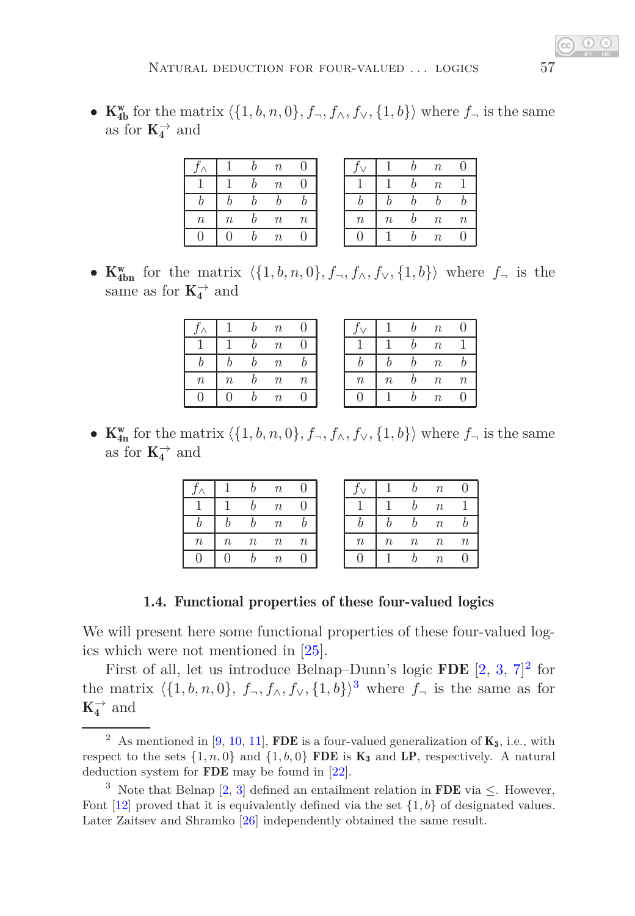- $\mathbf{K^w_{4b}}$ for the matrix $\langle\{1, b, n, 0\}, f_\neg, f_\wedge, f_\vee, \{1, b\}\rangle$ where $f_\neg$ is the same as for $\mathbf{K_4^{\rightarrow}}$ and

| $f_\wedge$ | 1 | $b$ | $n$ | 0 |
|---|---|---|---|---|
| 1 | 1 | $b$ | $n$ | 0 |
| $b$ | $b$ | $b$ | $b$ | $b$ |
| $n$ | $n$ | $b$ | $n$ | $n$ |
| 0 | 0 | $b$ | $n$ | 0 |

| $f_\vee$ | 1 | $b$ | $n$ | 0 |
|---|---|---|---|---|
| 1 | 1 | $b$ | $n$ | 1 |
| $b$ | $b$ | $b$ | $b$ | $b$ |
| $n$ | $n$ | $b$ | $n$ | $n$ |
| 0 | 1 | $b$ | $n$ | 0 |

- $\mathbf{K^w_{4bn}}$ for the matrix $\langle\{1, b, n, 0\}, f_\neg, f_\wedge, f_\vee, \{1, b\}\rangle$ where $f_\neg$ is the same as for $\mathbf{K_4^{\rightarrow}}$ and

| $f_\wedge$ | 1 | $b$ | $n$ | 0 |
|---|---|---|---|---|
| 1 | 1 | $b$ | $n$ | 0 |
| $b$ | $b$ | $b$ | $n$ | $b$ |
| $n$ | $n$ | $b$ | $n$ | $n$ |
| 0 | 0 | $b$ | $n$ | 0 |

| $f_\vee$ | 1 | $b$ | $n$ | 0 |
|---|---|---|---|---|
| 1 | 1 | $b$ | $n$ | 1 |
| $b$ | $b$ | $b$ | $n$ | $b$ |
| $n$ | $n$ | $b$ | $n$ | $n$ |
| 0 | 1 | $b$ | $n$ | 0 |

- $\mathbf{K^w_{4n}}$ for the matrix $\langle\{1, b, n, 0\}, f_\neg, f_\wedge, f_\vee, \{1, b\}\rangle$ where $f_\neg$ is the same as for $\mathbf{K_4^{\rightarrow}}$ and

| $f_\wedge$ | 1 | $b$ | $n$ | 0 |
|---|---|---|---|---|
| 1 | 1 | $b$ | $n$ | 0 |
| $b$ | $b$ | $b$ | $n$ | $b$ |
| $n$ | $n$ | $n$ | $n$ | $n$ |
| 0 | 0 | $b$ | $n$ | 0 |

| $f_\vee$ | 1 | $b$ | $n$ | 0 |
|---|---|---|---|---|
| 1 | 1 | $b$ | $n$ | 1 |
| $b$ | $b$ | $b$ | $n$ | $b$ |
| $n$ | $n$ | $n$ | $n$ | $n$ |
| 0 | 1 | $b$ | $n$ | 0 |

### 1.4. Functional properties of these four-valued logics

We will present here some functional properties of these four-valued logics which were not mentioned in [25].

First of all, let us introduce Belnap–Dunn's logic **FDE** [2, 3, 7][2] for the matrix $\langle\{1, b, n, 0\},\ f_\neg, f_\wedge, f_\vee, \{1, b\}\rangle$[3] where $f_\neg$ is the same as for $\mathbf{K_4^{\rightarrow}}$ and

---

[2] As mentioned in [9, 10, 11], **FDE** is a four-valued generalization of $\mathbf{K_3}$, i.e., with respect to the sets $\{1, n, 0\}$ and $\{1, b, 0\}$ **FDE** is $\mathbf{K_3}$ and **LP**, respectively. A natural deduction system for **FDE** may be found in [22].

[3] Note that Belnap [2, 3] defined an entailment relation in **FDE** via $\leq$. However, Font [12] proved that it is equivalently defined via the set $\{1, b\}$ of designated values. Later Zaitsev and Shramko [26] independently obtained the same result.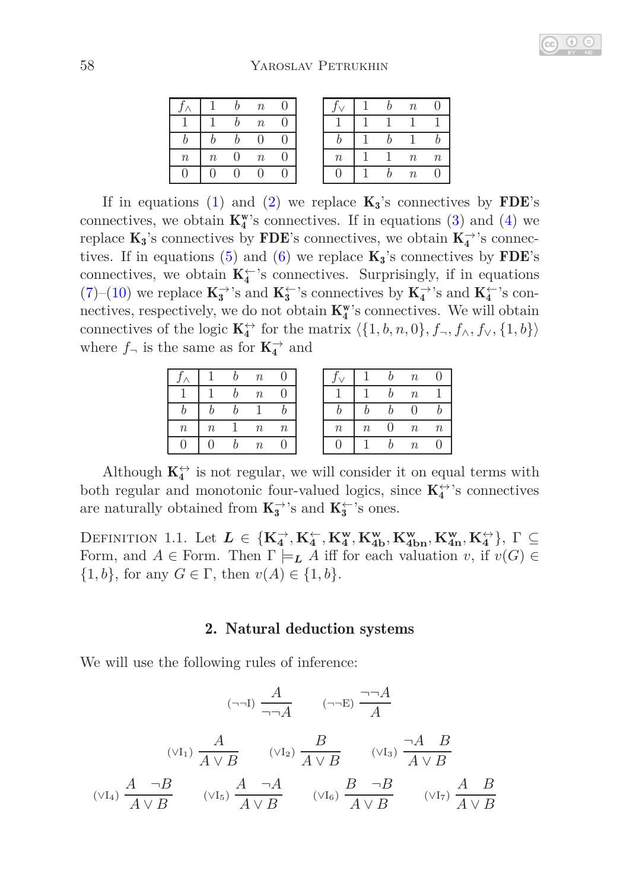| $f_\wedge$ | $1$ | $b$ | $n$ | $0$ |
|---|---|---|---|---|
| $1$ | $1$ | $b$ | $n$ | $0$ |
| $b$ | $b$ | $b$ | $0$ | $0$ |
| $n$ | $n$ | $0$ | $n$ | $0$ |
| $0$ | $0$ | $0$ | $0$ | $0$ |

| $f_\vee$ | $1$ | $b$ | $n$ | $0$ |
|---|---|---|---|---|
| $1$ | $1$ | $1$ | $1$ | $1$ |
| $b$ | $1$ | $b$ | $1$ | $b$ |
| $n$ | $1$ | $1$ | $n$ | $n$ |
| $0$ | $1$ | $b$ | $n$ | $0$ |

If in equations (1) and (2) we replace $\mathbf{K_3}$'s connectives by **FDE**'s connectives, we obtain $\mathbf{K_4^w}$'s connectives. If in equations (3) and (4) we replace $\mathbf{K_3}$'s connectives by **FDE**'s connectives, we obtain $\mathbf{K_4^\rightarrow}$'s connectives. If in equations (5) and (6) we replace $\mathbf{K_3}$'s connectives by **FDE**'s connectives, we obtain $\mathbf{K_4^\leftarrow}$'s connectives. Surprisingly, if in equations (7)–(10) we replace $\mathbf{K_3^\rightarrow}$'s and $\mathbf{K_3^\leftarrow}$'s connectives by $\mathbf{K_4^\rightarrow}$'s and $\mathbf{K_4^\leftarrow}$'s connectives, respectively, we do not obtain $\mathbf{K_4^w}$'s connectives. We will obtain connectives of the logic $\mathbf{K_4^\leftrightarrow}$ for the matrix $\langle\{1, b, n, 0\}, f_\neg, f_\wedge, f_\vee, \{1, b\}\rangle$ where $f_\neg$ is the same as for $\mathbf{K_4^\rightarrow}$ and

| $f_\wedge$ | $1$ | $b$ | $n$ | $0$ |
|---|---|---|---|---|
| $1$ | $1$ | $b$ | $n$ | $0$ |
| $b$ | $b$ | $b$ | $1$ | $b$ |
| $n$ | $n$ | $1$ | $n$ | $n$ |
| $0$ | $0$ | $b$ | $n$ | $0$ |

| $f_\vee$ | $1$ | $b$ | $n$ | $0$ |
|---|---|---|---|---|
| $1$ | $1$ | $b$ | $n$ | $1$ |
| $b$ | $b$ | $b$ | $0$ | $b$ |
| $n$ | $n$ | $0$ | $n$ | $n$ |
| $0$ | $1$ | $b$ | $n$ | $0$ |

Although $\mathbf{K_4^\leftrightarrow}$ is not regular, we will consider it on equal terms with both regular and monotonic four-valued logics, since $\mathbf{K_4^\leftrightarrow}$'s connectives are naturally obtained from $\mathbf{K_3^\rightarrow}$'s and $\mathbf{K_3^\leftarrow}$'s ones.

Definition 1.1. Let $\boldsymbol{L} \in \{\mathbf{K_4^\rightarrow}, \mathbf{K_4^\leftarrow}, \mathbf{K_4^w}, \mathbf{K_{4b}^w}, \mathbf{K_{4bn}^w}, \mathbf{K_{4n}^w}, \mathbf{K_4^\leftrightarrow}\}$, $\Gamma \subseteq$ Form, and $A \in$ Form. Then $\Gamma \models_{\boldsymbol{L}} A$ iff for each valuation $v$, if $v(G) \in \{1, b\}$, for any $G \in \Gamma$, then $v(A) \in \{1, b\}$.

## 2. Natural deduction systems

We will use the following rules of inference:

$$(\neg\neg\mathrm{I})\ \frac{A}{\neg\neg A} \qquad (\neg\neg\mathrm{E})\ \frac{\neg\neg A}{A}$$

$$(\vee\mathrm{I}_1)\ \frac{A}{A \vee B} \qquad (\vee\mathrm{I}_2)\ \frac{B}{A \vee B} \qquad (\vee\mathrm{I}_3)\ \frac{\neg A \quad B}{A \vee B}$$

$$(\vee\mathrm{I}_4)\ \frac{A \quad \neg B}{A \vee B} \qquad (\vee\mathrm{I}_5)\ \frac{A \quad \neg A}{A \vee B} \qquad (\vee\mathrm{I}_6)\ \frac{B \quad \neg B}{A \vee B} \qquad (\vee\mathrm{I}_7)\ \frac{A \quad B}{A \vee B}$$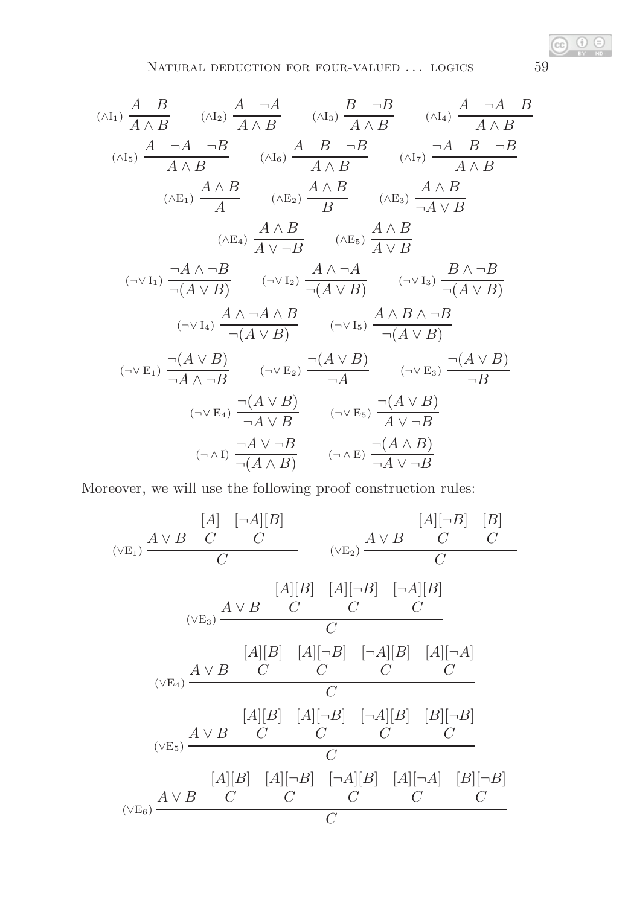$$(\wedge I_1)\ \frac{A \quad B}{A \wedge B} \qquad (\wedge I_2)\ \frac{A \quad \neg A}{A \wedge B} \qquad (\wedge I_3)\ \frac{B \quad \neg B}{A \wedge B} \qquad (\wedge I_4)\ \frac{A \quad \neg A \quad B}{A \wedge B}$$

$$(\wedge I_5)\ \frac{A \quad \neg A \quad \neg B}{A \wedge B} \qquad (\wedge I_6)\ \frac{A \quad B \quad \neg B}{A \wedge B} \qquad (\wedge I_7)\ \frac{\neg A \quad B \quad \neg B}{A \wedge B}$$

$$(\wedge E_1)\ \frac{A \wedge B}{A} \qquad (\wedge E_2)\ \frac{A \wedge B}{B} \qquad (\wedge E_3)\ \frac{A \wedge B}{\neg A \vee B}$$

$$(\wedge E_4)\ \frac{A \wedge B}{A \vee \neg B} \qquad (\wedge E_5)\ \frac{A \wedge B}{A \vee B}$$

$$(\neg\vee I_1)\ \frac{\neg A \wedge \neg B}{\neg(A \vee B)} \qquad (\neg\vee I_2)\ \frac{A \wedge \neg A}{\neg(A \vee B)} \qquad (\neg\vee I_3)\ \frac{B \wedge \neg B}{\neg(A \vee B)}$$

$$(\neg\vee I_4)\ \frac{A \wedge \neg A \wedge B}{\neg(A \vee B)} \qquad (\neg\vee I_5)\ \frac{A \wedge B \wedge \neg B}{\neg(A \vee B)}$$

$$(\neg\vee E_1)\ \frac{\neg(A \vee B)}{\neg A \wedge \neg B} \qquad (\neg\vee E_2)\ \frac{\neg(A \vee B)}{\neg A} \qquad (\neg\vee E_3)\ \frac{\neg(A \vee B)}{\neg B}$$

$$(\neg\vee E_4)\ \frac{\neg(A \vee B)}{\neg A \vee B} \qquad (\neg\vee E_5)\ \frac{\neg(A \vee B)}{A \vee \neg B}$$

$$(\neg\wedge I)\ \frac{\neg A \vee \neg B}{\neg(A \wedge B)} \qquad (\neg\wedge E)\ \frac{\neg(A \wedge B)}{\neg A \vee \neg B}$$

Moreover, we will use the following proof construction rules:

$$(\vee E_1)\ \frac{A \vee B \quad \begin{matrix}[A]\\ C\end{matrix} \quad \begin{matrix}[\neg A][B]\\ C\end{matrix}}{C} \qquad (\vee E_2)\ \frac{A \vee B \quad \begin{matrix}[A][\neg B]\\ C\end{matrix} \quad \begin{matrix}[B]\\ C\end{matrix}}{C}$$

$$(\vee E_3)\ \frac{A \vee B \quad \begin{matrix}[A][B]\\ C\end{matrix} \quad \begin{matrix}[A][\neg B]\\ C\end{matrix} \quad \begin{matrix}[\neg A][B]\\ C\end{matrix}}{C}$$

$$(\vee E_4)\ \frac{A \vee B \quad \begin{matrix}[A][B]\\ C\end{matrix} \quad \begin{matrix}[A][\neg B]\\ C\end{matrix} \quad \begin{matrix}[\neg A][B]\\ C\end{matrix} \quad \begin{matrix}[A][\neg A]\\ C\end{matrix}}{C}$$

$$(\vee E_5)\ \frac{A \vee B \quad \begin{matrix}[A][B]\\ C\end{matrix} \quad \begin{matrix}[A][\neg B]\\ C\end{matrix} \quad \begin{matrix}[\neg A][B]\\ C\end{matrix} \quad \begin{matrix}[B][\neg B]\\ C\end{matrix}}{C}$$

$$(\vee E_6)\ \frac{A \vee B \quad \begin{matrix}[A][B]\\ C\end{matrix} \quad \begin{matrix}[A][\neg B]\\ C\end{matrix} \quad \begin{matrix}[\neg A][B]\\ C\end{matrix} \quad \begin{matrix}[A][\neg A]\\ C\end{matrix} \quad \begin{matrix}[B][\neg B]\\ C\end{matrix}}{C}$$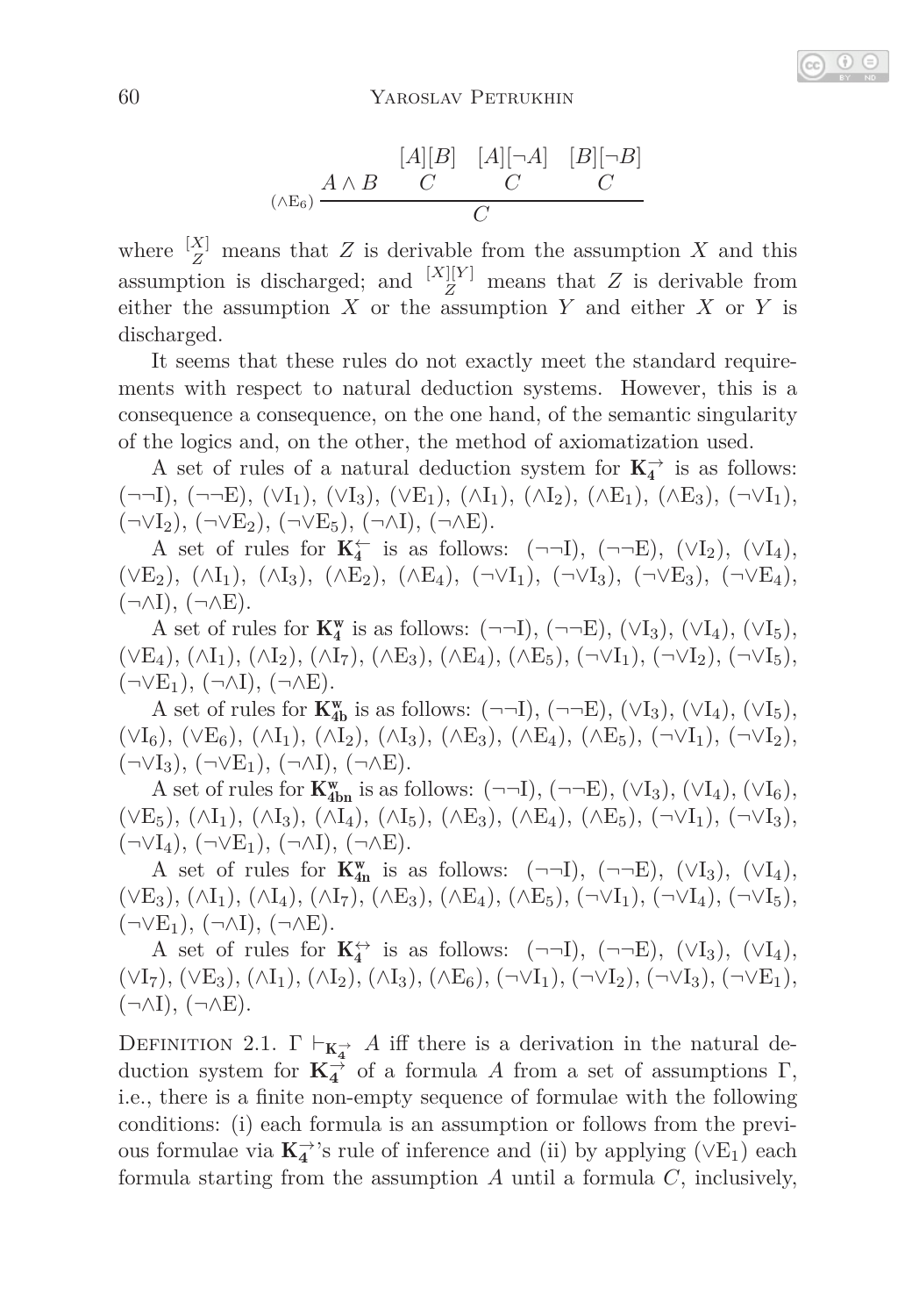$$(\wedge E_6)\ \dfrac{A \wedge B \quad \begin{matrix}[A][B]\\ C\end{matrix} \quad \begin{matrix}[A][\neg A]\\ C\end{matrix} \quad \begin{matrix}[B][\neg B]\\ C\end{matrix}}{C}$$

where $\overset{[X]}{Z}$ means that $Z$ is derivable from the assumption $X$ and this assumption is discharged; and $\overset{[X][Y]}{Z}$ means that $Z$ is derivable from either the assumption $X$ or the assumption $Y$ and either $X$ or $Y$ is discharged.

It seems that these rules do not exactly meet the standard requirements with respect to natural deduction systems. However, this is a consequence a consequence, on the one hand, of the semantic singularity of the logics and, on the other, the method of axiomatization used.

A set of rules of a natural deduction system for $\mathbf{K_4^{\rightarrow}}$ is as follows: $(\neg\neg I)$, $(\neg\neg E)$, $(\vee I_1)$, $(\vee I_3)$, $(\vee E_1)$, $(\wedge I_1)$, $(\wedge I_2)$, $(\wedge E_1)$, $(\wedge E_3)$, $(\neg\vee I_1)$, $(\neg\vee I_2)$, $(\neg\vee E_2)$, $(\neg\vee E_5)$, $(\neg\wedge I)$, $(\neg\wedge E)$.

A set of rules for $\mathbf{K_4^{\leftarrow}}$ is as follows: $(\neg\neg I)$, $(\neg\neg E)$, $(\vee I_2)$, $(\vee I_4)$, $(\vee E_2)$, $(\wedge I_1)$, $(\wedge I_3)$, $(\wedge E_2)$, $(\wedge E_4)$, $(\neg\vee I_1)$, $(\neg\vee I_3)$, $(\neg\vee E_3)$, $(\neg\vee E_4)$, $(\neg\wedge I)$, $(\neg\wedge E)$.

A set of rules for $\mathbf{K_4^{w}}$ is as follows: $(\neg\neg I)$, $(\neg\neg E)$, $(\vee I_3)$, $(\vee I_4)$, $(\vee I_5)$, $(\vee E_4)$, $(\wedge I_1)$, $(\wedge I_2)$, $(\wedge I_7)$, $(\wedge E_3)$, $(\wedge E_4)$, $(\wedge E_5)$, $(\neg\vee I_1)$, $(\neg\vee I_2)$, $(\neg\vee I_5)$, $(\neg\vee E_1)$, $(\neg\wedge I)$, $(\neg\wedge E)$.

A set of rules for $\mathbf{K_{4b}^{w}}$ is as follows: $(\neg\neg I)$, $(\neg\neg E)$, $(\vee I_3)$, $(\vee I_4)$, $(\vee I_5)$, $(\vee I_6)$, $(\vee E_6)$, $(\wedge I_1)$, $(\wedge I_2)$, $(\wedge I_3)$, $(\wedge E_3)$, $(\wedge E_4)$, $(\wedge E_5)$, $(\neg\vee I_1)$, $(\neg\vee I_2)$, $(\neg\vee I_3)$, $(\neg\vee E_1)$, $(\neg\wedge I)$, $(\neg\wedge E)$.

A set of rules for $\mathbf{K_{4bn}^{w}}$ is as follows: $(\neg\neg I)$, $(\neg\neg E)$, $(\vee I_3)$, $(\vee I_4)$, $(\vee I_6)$, $(\vee E_5)$, $(\wedge I_1)$, $(\wedge I_3)$, $(\wedge I_4)$, $(\wedge I_5)$, $(\wedge E_3)$, $(\wedge E_4)$, $(\wedge E_5)$, $(\neg\vee I_1)$, $(\neg\vee I_3)$, $(\neg\vee I_4)$, $(\neg\vee E_1)$, $(\neg\wedge I)$, $(\neg\wedge E)$.

A set of rules for $\mathbf{K_{4n}^{w}}$ is as follows: $(\neg\neg I)$, $(\neg\neg E)$, $(\vee I_3)$, $(\vee I_4)$, $(\vee E_3)$, $(\wedge I_1)$, $(\wedge I_4)$, $(\wedge I_7)$, $(\wedge E_3)$, $(\wedge E_4)$, $(\wedge E_5)$, $(\neg\vee I_1)$, $(\neg\vee I_4)$, $(\neg\vee I_5)$, $(\neg\vee E_1)$, $(\neg\wedge I)$, $(\neg\wedge E)$.

A set of rules for $\mathbf{K_4^{\leftrightarrow}}$ is as follows: $(\neg\neg I)$, $(\neg\neg E)$, $(\vee I_3)$, $(\vee I_4)$, $(\vee I_7)$, $(\vee E_3)$, $(\wedge I_1)$, $(\wedge I_2)$, $(\wedge I_3)$, $(\wedge E_6)$, $(\neg\vee I_1)$, $(\neg\vee I_2)$, $(\neg\vee I_3)$, $(\neg\vee E_1)$, $(\neg\wedge I)$, $(\neg\wedge E)$.

Definition 2.1. $\Gamma \vdash_{\mathbf{K_4^{\rightarrow}}} A$ iff there is a derivation in the natural deduction system for $\mathbf{K_4^{\rightarrow}}$ of a formula $A$ from a set of assumptions $\Gamma$, i.e., there is a finite non-empty sequence of formulae with the following conditions: (i) each formula is an assumption or follows from the previous formulae via $\mathbf{K_4^{\rightarrow}}$'s rule of inference and (ii) by applying $(\vee E_1)$ each formula starting from the assumption $A$ until a formula $C$, inclusively,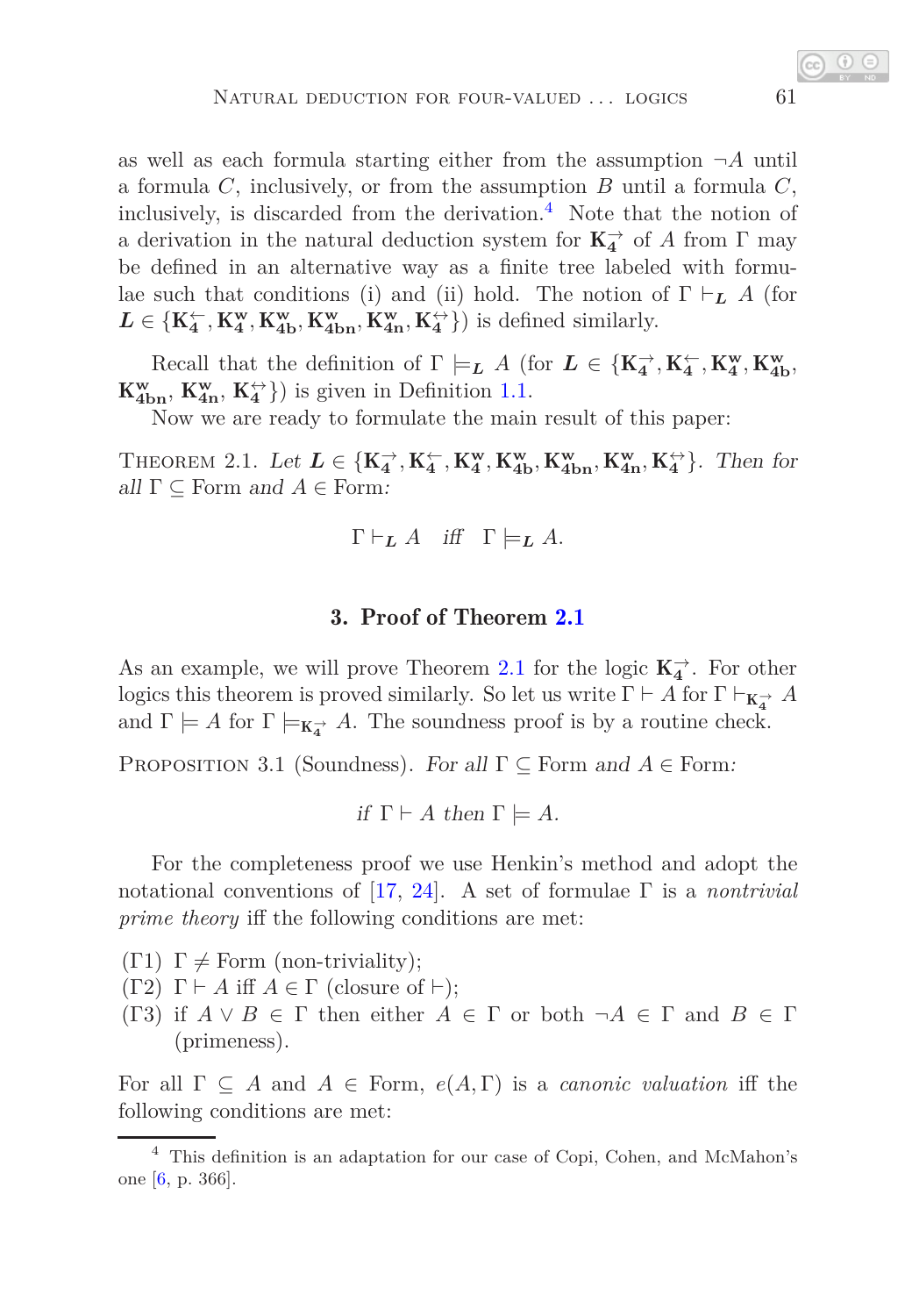as well as each formula starting either from the assumption $\neg A$ until a formula $C$, inclusively, or from the assumption $B$ until a formula $C$, inclusively, is discarded from the derivation.[4] Note that the notion of a derivation in the natural deduction system for $\mathbf{K}_\mathbf{4}^{\rightarrow}$ of $A$ from $\Gamma$ may be defined in an alternative way as a finite tree labeled with formulae such that conditions (i) and (ii) hold. The notion of $\Gamma \vdash_{\boldsymbol{L}} A$ (for $\boldsymbol{L} \in \{\mathbf{K}_\mathbf{4}^{\leftarrow}, \mathbf{K}_\mathbf{4}^\mathbf{w}, \mathbf{K}_\mathbf{4b}^\mathbf{w}, \mathbf{K}_\mathbf{4bn}^\mathbf{w}, \mathbf{K}_\mathbf{4n}^\mathbf{w}, \mathbf{K}_\mathbf{4}^{\leftrightarrow}\}$) is defined similarly.

Recall that the definition of $\Gamma \models_{\boldsymbol{L}} A$ (for $\boldsymbol{L} \in \{\mathbf{K}_\mathbf{4}^{\rightarrow}, \mathbf{K}_\mathbf{4}^{\leftarrow}, \mathbf{K}_\mathbf{4}^\mathbf{w}, \mathbf{K}_\mathbf{4b}^\mathbf{w}, \mathbf{K}_\mathbf{4bn}^\mathbf{w}, \mathbf{K}_\mathbf{4n}^\mathbf{w}, \mathbf{K}_\mathbf{4}^{\leftrightarrow}\}$) is given in Definition 1.1.

Now we are ready to formulate the main result of this paper:

Theorem 2.1. *Let* $\boldsymbol{L} \in \{\mathbf{K}_\mathbf{4}^{\rightarrow}, \mathbf{K}_\mathbf{4}^{\leftarrow}, \mathbf{K}_\mathbf{4}^\mathbf{w}, \mathbf{K}_\mathbf{4b}^\mathbf{w}, \mathbf{K}_\mathbf{4bn}^\mathbf{w}, \mathbf{K}_\mathbf{4n}^\mathbf{w}, \mathbf{K}_\mathbf{4}^{\leftrightarrow}\}$. *Then for all* $\Gamma \subseteq \mathrm{Form}$ *and* $A \in \mathrm{Form}$*:*

$$\Gamma \vdash_{\boldsymbol{L}} A \quad \textit{iff} \quad \Gamma \models_{\boldsymbol{L}} A.$$

## 3. Proof of Theorem 2.1

As an example, we will prove Theorem 2.1 for the logic $\mathbf{K}_\mathbf{4}^{\rightarrow}$. For other logics this theorem is proved similarly. So let us write $\Gamma \vdash A$ for $\Gamma \vdash_{\mathbf{K}_\mathbf{4}^{\rightarrow}} A$ and $\Gamma \models A$ for $\Gamma \models_{\mathbf{K}_\mathbf{4}^{\rightarrow}} A$. The soundness proof is by a routine check.

Proposition 3.1 (Soundness). *For all* $\Gamma \subseteq \mathrm{Form}$ *and* $A \in \mathrm{Form}$*:*

$$\textit{if } \Gamma \vdash A \textit{ then } \Gamma \models A.$$

For the completeness proof we use Henkin's method and adopt the notational conventions of [17, 24]. A set of formulae $\Gamma$ is a *nontrivial prime theory* iff the following conditions are met:

- ($\Gamma$1) $\Gamma \neq \mathrm{Form}$ (non-triviality);
- ($\Gamma$2) $\Gamma \vdash A$ iff $A \in \Gamma$ (closure of $\vdash$);
- ($\Gamma$3) if $A \vee B \in \Gamma$ then either $A \in \Gamma$ or both $\neg A \in \Gamma$ and $B \in \Gamma$ (primeness).

For all $\Gamma \subseteq A$ and $A \in \mathrm{Form}$, $e(A, \Gamma)$ is a *canonic valuation* iff the following conditions are met:

[4] This definition is an adaptation for our case of Copi, Cohen, and McMahon's one [6, p. 366].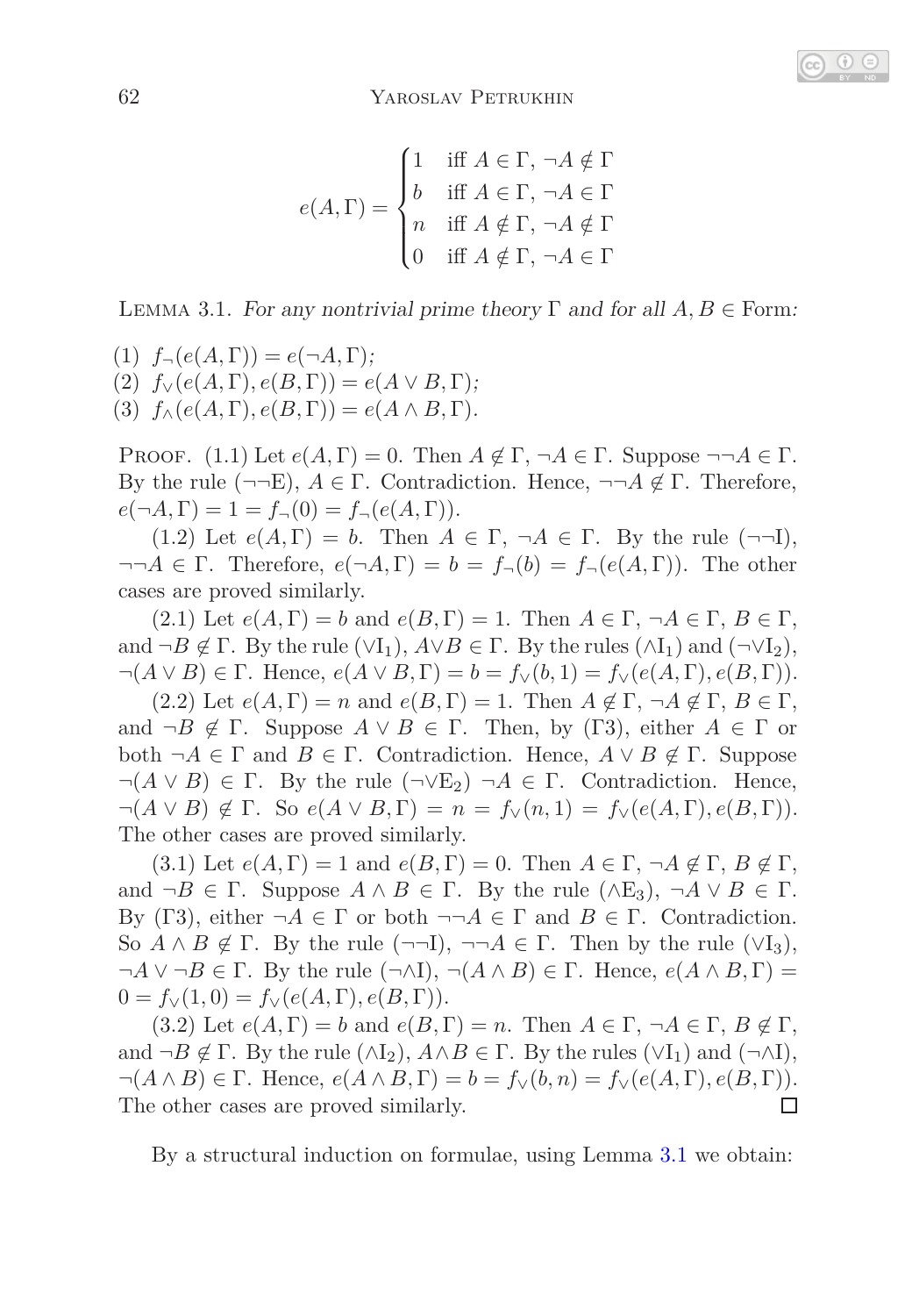$$e(A, \Gamma) = \begin{cases} 1 & \text{iff } A \in \Gamma,\ \neg A \notin \Gamma \\ b & \text{iff } A \in \Gamma,\ \neg A \in \Gamma \\ n & \text{iff } A \notin \Gamma,\ \neg A \notin \Gamma \\ 0 & \text{iff } A \notin \Gamma,\ \neg A \in \Gamma \end{cases}$$

Lemma 3.1. *For any nontrivial prime theory* $\Gamma$ *and for all* $A, B \in \text{Form}$*:*

(1) $f_\neg(e(A, \Gamma)) = e(\neg A, \Gamma)$;
(2) $f_\vee(e(A, \Gamma), e(B, \Gamma)) = e(A \vee B, \Gamma)$;
(3) $f_\wedge(e(A, \Gamma), e(B, \Gamma)) = e(A \wedge B, \Gamma)$.

Proof. (1.1) Let $e(A, \Gamma) = 0$. Then $A \notin \Gamma$, $\neg A \in \Gamma$. Suppose $\neg\neg A \in \Gamma$. By the rule ($\neg\neg$E), $A \in \Gamma$. Contradiction. Hence, $\neg\neg A \notin \Gamma$. Therefore, $e(\neg A, \Gamma) = 1 = f_\neg(0) = f_\neg(e(A, \Gamma))$.

(1.2) Let $e(A, \Gamma) = b$. Then $A \in \Gamma$, $\neg A \in \Gamma$. By the rule ($\neg\neg$I), $\neg\neg A \in \Gamma$. Therefore, $e(\neg A, \Gamma) = b = f_\neg(b) = f_\neg(e(A, \Gamma))$. The other cases are proved similarly.

(2.1) Let $e(A, \Gamma) = b$ and $e(B, \Gamma) = 1$. Then $A \in \Gamma$, $\neg A \in \Gamma$, $B \in \Gamma$, and $\neg B \notin \Gamma$. By the rule ($\vee\text{I}_1$), $A \vee B \in \Gamma$. By the rules ($\wedge\text{I}_1$) and ($\neg\vee\text{I}_2$), $\neg(A \vee B) \in \Gamma$. Hence, $e(A \vee B, \Gamma) = b = f_\vee(b, 1) = f_\vee(e(A, \Gamma), e(B, \Gamma))$.

(2.2) Let $e(A, \Gamma) = n$ and $e(B, \Gamma) = 1$. Then $A \notin \Gamma$, $\neg A \notin \Gamma$, $B \in \Gamma$, and $\neg B \notin \Gamma$. Suppose $A \vee B \in \Gamma$. Then, by ($\Gamma$3), either $A \in \Gamma$ or both $\neg A \in \Gamma$ and $B \in \Gamma$. Contradiction. Hence, $A \vee B \notin \Gamma$. Suppose $\neg(A \vee B) \in \Gamma$. By the rule ($\neg\vee\text{E}_2$) $\neg A \in \Gamma$. Contradiction. Hence, $\neg(A \vee B) \notin \Gamma$. So $e(A \vee B, \Gamma) = n = f_\vee(n, 1) = f_\vee(e(A, \Gamma), e(B, \Gamma))$. The other cases are proved similarly.

(3.1) Let $e(A, \Gamma) = 1$ and $e(B, \Gamma) = 0$. Then $A \in \Gamma$, $\neg A \notin \Gamma$, $B \notin \Gamma$, and $\neg B \in \Gamma$. Suppose $A \wedge B \in \Gamma$. By the rule ($\wedge\text{E}_3$), $\neg A \vee B \in \Gamma$. By ($\Gamma$3), either $\neg A \in \Gamma$ or both $\neg\neg A \in \Gamma$ and $B \in \Gamma$. Contradiction. So $A \wedge B \notin \Gamma$. By the rule ($\neg\neg$I), $\neg\neg A \in \Gamma$. Then by the rule ($\vee\text{I}_3$), $\neg A \vee \neg B \in \Gamma$. By the rule ($\neg\wedge$I), $\neg(A \wedge B) \in \Gamma$. Hence, $e(A \wedge B, \Gamma) = 0 = f_\vee(1, 0) = f_\vee(e(A, \Gamma), e(B, \Gamma))$.

(3.2) Let $e(A, \Gamma) = b$ and $e(B, \Gamma) = n$. Then $A \in \Gamma$, $\neg A \in \Gamma$, $B \notin \Gamma$, and $\neg B \notin \Gamma$. By the rule ($\wedge\text{I}_2$), $A \wedge B \in \Gamma$. By the rules ($\vee\text{I}_1$) and ($\neg\wedge$I), $\neg(A \wedge B) \in \Gamma$. Hence, $e(A \wedge B, \Gamma) = b = f_\vee(b, n) = f_\vee(e(A, \Gamma), e(B, \Gamma))$. The other cases are proved similarly. □

By a structural induction on formulae, using Lemma 3.1 we obtain: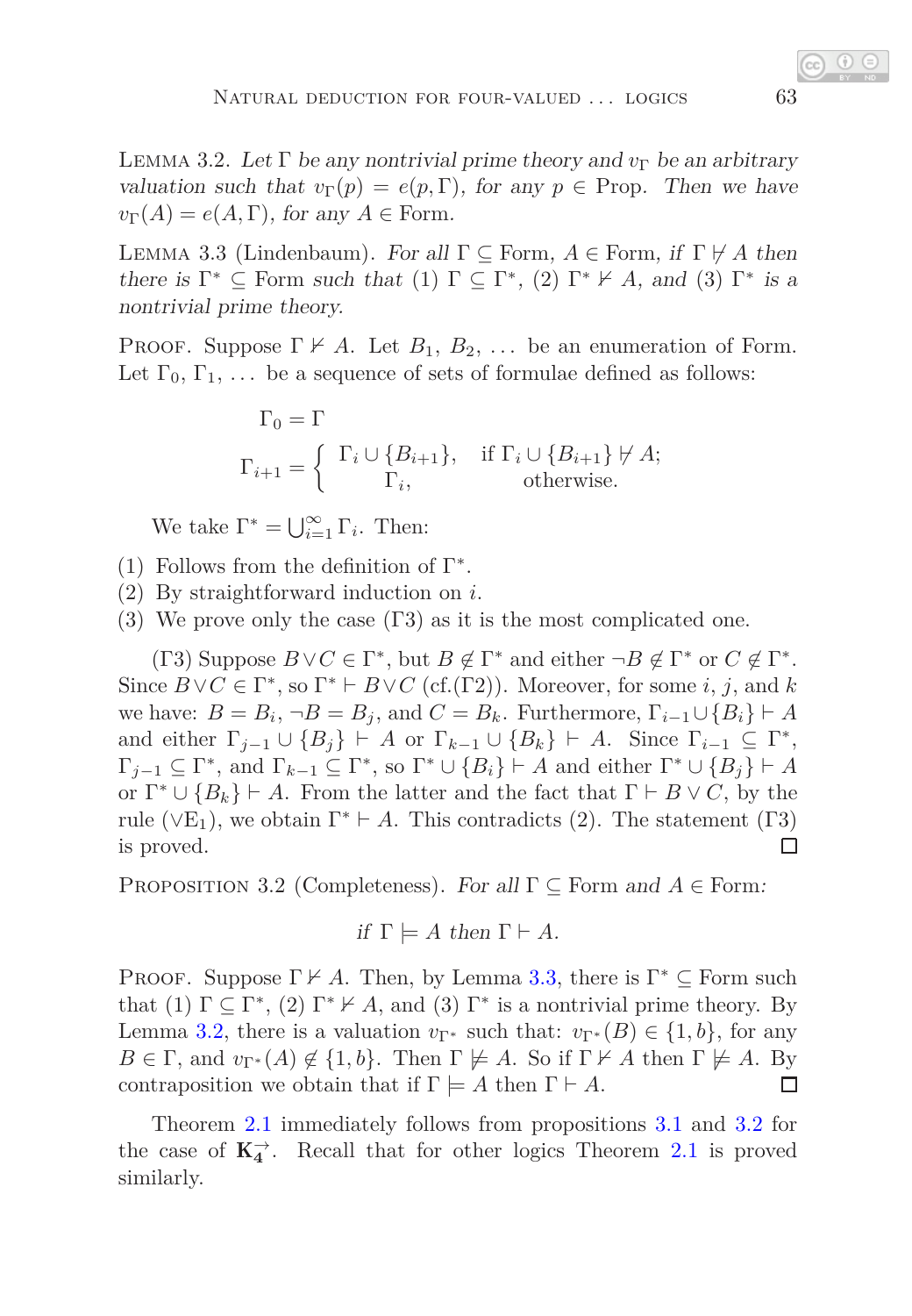**Lemma 3.2.** *Let $\Gamma$ be any nontrivial prime theory and $v_\Gamma$ be an arbitrary valuation such that $v_\Gamma(p) = e(p, \Gamma)$, for any $p \in \text{Prop}$. Then we have $v_\Gamma(A) = e(A, \Gamma)$, for any $A \in \text{Form}$.*

**Lemma 3.3** (Lindenbaum). *For all $\Gamma \subseteq \text{Form}$, $A \in \text{Form}$, if $\Gamma \nvdash A$ then there is $\Gamma^* \subseteq \text{Form}$ such that (1) $\Gamma \subseteq \Gamma^*$, (2) $\Gamma^* \nvdash A$, and (3) $\Gamma^*$ is a nontrivial prime theory.*

Proof. Suppose $\Gamma \nvdash A$. Let $B_1$, $B_2$, ... be an enumeration of Form. Let $\Gamma_0$, $\Gamma_1$, ... be a sequence of sets of formulae defined as follows:

$$\Gamma_0 = \Gamma$$

$$\Gamma_{i+1} = \begin{cases} \Gamma_i \cup \{B_{i+1}\}, & \text{if } \Gamma_i \cup \{B_{i+1}\} \nvdash A; \\ \Gamma_i, & \text{otherwise.} \end{cases}$$

We take $\Gamma^* = \bigcup_{i=1}^{\infty} \Gamma_i$. Then:

(1) Follows from the definition of $\Gamma^*$.
(2) By straightforward induction on $i$.
(3) We prove only the case ($\Gamma$3) as it is the most complicated one.

($\Gamma$3) Suppose $B \vee C \in \Gamma^*$, but $B \notin \Gamma^*$ and either $\neg B \notin \Gamma^*$ or $C \notin \Gamma^*$. Since $B \vee C \in \Gamma^*$, so $\Gamma^* \vdash B \vee C$ (cf.($\Gamma$2)). Moreover, for some $i$, $j$, and $k$ we have: $B = B_i$, $\neg B = B_j$, and $C = B_k$. Furthermore, $\Gamma_{i-1} \cup \{B_i\} \vdash A$ and either $\Gamma_{j-1} \cup \{B_j\} \vdash A$ or $\Gamma_{k-1} \cup \{B_k\} \vdash A$. Since $\Gamma_{i-1} \subseteq \Gamma^*$, $\Gamma_{j-1} \subseteq \Gamma^*$, and $\Gamma_{k-1} \subseteq \Gamma^*$, so $\Gamma^* \cup \{B_i\} \vdash A$ and either $\Gamma^* \cup \{B_j\} \vdash A$ or $\Gamma^* \cup \{B_k\} \vdash A$. From the latter and the fact that $\Gamma \vdash B \vee C$, by the rule ($\vee$E$_1$), we obtain $\Gamma^* \vdash A$. This contradicts (2). The statement ($\Gamma$3) is proved. □

**Proposition 3.2** (Completeness). *For all $\Gamma \subseteq \text{Form}$ and $A \in \text{Form}$:*

$$\text{if } \Gamma \models A \text{ then } \Gamma \vdash A.$$

Proof. Suppose $\Gamma \nvdash A$. Then, by Lemma 3.3, there is $\Gamma^* \subseteq \text{Form}$ such that (1) $\Gamma \subseteq \Gamma^*$, (2) $\Gamma^* \nvdash A$, and (3) $\Gamma^*$ is a nontrivial prime theory. By Lemma 3.2, there is a valuation $v_{\Gamma^*}$ such that: $v_{\Gamma^*}(B) \in \{1, b\}$, for any $B \in \Gamma$, and $v_{\Gamma^*}(A) \notin \{1, b\}$. Then $\Gamma \not\models A$. So if $\Gamma \nvdash A$ then $\Gamma \not\models A$. By contraposition we obtain that if $\Gamma \models A$ then $\Gamma \vdash A$. □

Theorem 2.1 immediately follows from propositions 3.1 and 3.2 for the case of $\mathbf{K}_4^{\rightarrow}$. Recall that for other logics Theorem 2.1 is proved similarly.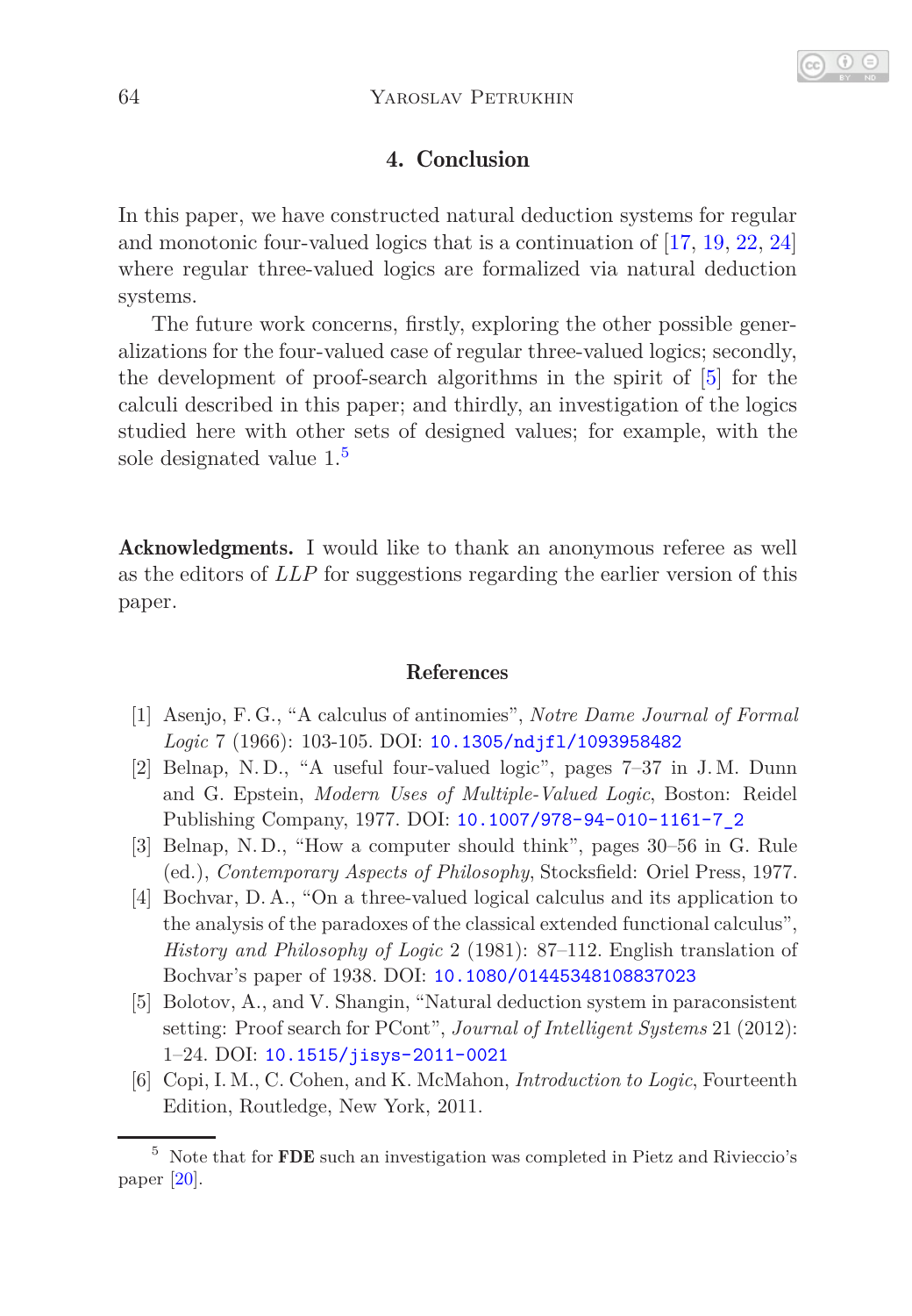## 4. Conclusion

In this paper, we have constructed natural deduction systems for regular and monotonic four-valued logics that is a continuation of [17, 19, 22, 24] where regular three-valued logics are formalized via natural deduction systems.

The future work concerns, firstly, exploring the other possible generalizations for the four-valued case of regular three-valued logics; secondly, the development of proof-search algorithms in the spirit of [5] for the calculi described in this paper; and thirdly, an investigation of the logics studied here with other sets of designed values; for example, with the sole designated value 1.[5]

**Acknowledgments.** I would like to thank an anonymous referee as well as the editors of *LLP* for suggestions regarding the earlier version of this paper.

## References

[1] Asenjo, F. G., "A calculus of antinomies", *Notre Dame Journal of Formal Logic* 7 (1966): 103-105. DOI: 10.1305/ndjfl/1093958482

[2] Belnap, N. D., "A useful four-valued logic", pages 7–37 in J. M. Dunn and G. Epstein, *Modern Uses of Multiple-Valued Logic*, Boston: Reidel Publishing Company, 1977. DOI: 10.1007/978-94-010-1161-7_2

[3] Belnap, N. D., "How a computer should think", pages 30–56 in G. Rule (ed.), *Contemporary Aspects of Philosophy*, Stocksfield: Oriel Press, 1977.

[4] Bochvar, D. A., "On a three-valued logical calculus and its application to the analysis of the paradoxes of the classical extended functional calculus", *History and Philosophy of Logic* 2 (1981): 87–112. English translation of Bochvar's paper of 1938. DOI: 10.1080/01445348108837023

[5] Bolotov, A., and V. Shangin, "Natural deduction system in paraconsistent setting: Proof search for PCont", *Journal of Intelligent Systems* 21 (2012): 1–24. DOI: 10.1515/jisys-2011-0021

[6] Copi, I. M., C. Cohen, and K. McMahon, *Introduction to Logic*, Fourteenth Edition, Routledge, New York, 2011.

---

[5] Note that for **FDE** such an investigation was completed in Pietz and Rivieccio's paper [20].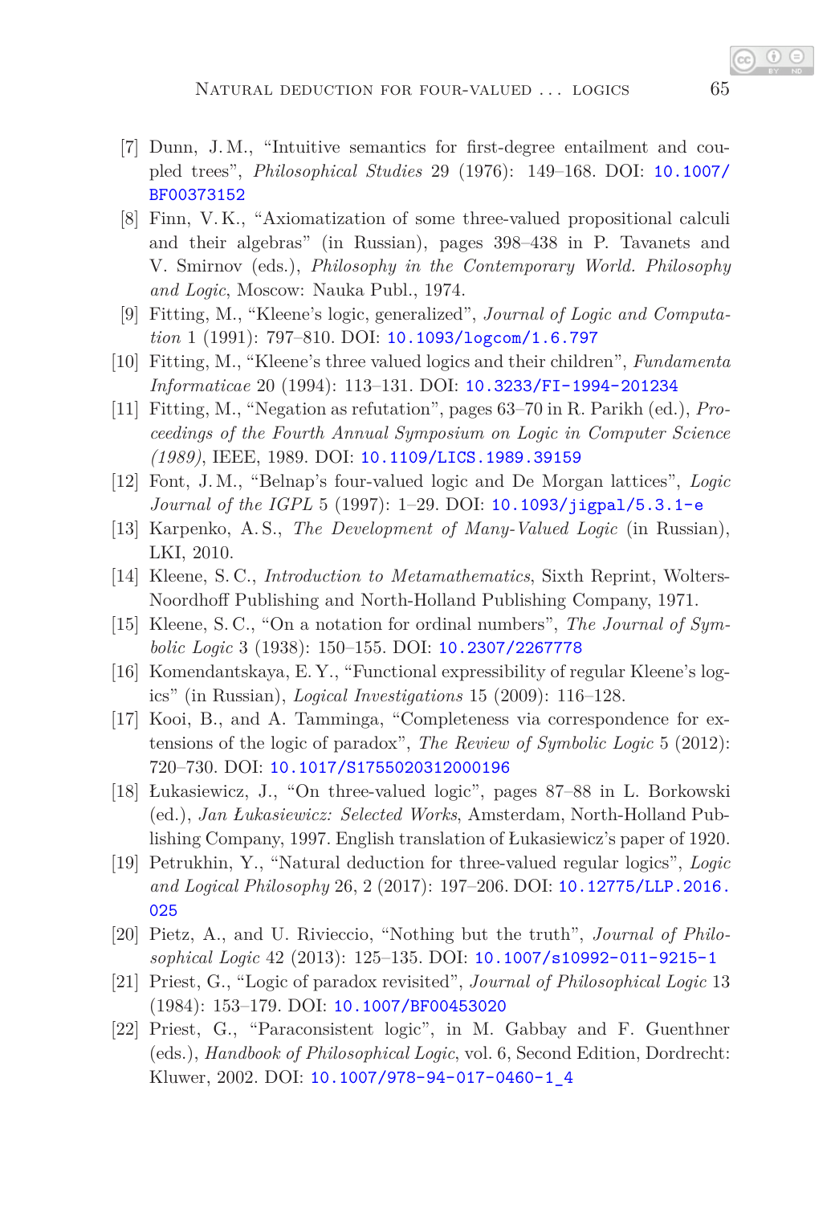[7] Dunn, J. M., "Intuitive semantics for first-degree entailment and coupled trees", *Philosophical Studies* 29 (1976): 149–168. DOI: 10.1007/BF00373152

[8] Finn, V. K., "Axiomatization of some three-valued propositional calculi and their algebras" (in Russian), pages 398–438 in P. Tavanets and V. Smirnov (eds.), *Philosophy in the Contemporary World. Philosophy and Logic*, Moscow: Nauka Publ., 1974.

[9] Fitting, M., "Kleene's logic, generalized", *Journal of Logic and Computation* 1 (1991): 797–810. DOI: 10.1093/logcom/1.6.797

[10] Fitting, M., "Kleene's three valued logics and their children", *Fundamenta Informaticae* 20 (1994): 113–131. DOI: 10.3233/FI-1994-201234

[11] Fitting, M., "Negation as refutation", pages 63–70 in R. Parikh (ed.), *Proceedings of the Fourth Annual Symposium on Logic in Computer Science (1989)*, IEEE, 1989. DOI: 10.1109/LICS.1989.39159

[12] Font, J. M., "Belnap's four-valued logic and De Morgan lattices", *Logic Journal of the IGPL* 5 (1997): 1–29. DOI: 10.1093/jigpal/5.3.1-e

[13] Karpenko, A. S., *The Development of Many-Valued Logic* (in Russian), LKI, 2010.

[14] Kleene, S. C., *Introduction to Metamathematics*, Sixth Reprint, Wolters-Noordhoff Publishing and North-Holland Publishing Company, 1971.

[15] Kleene, S. C., "On a notation for ordinal numbers", *The Journal of Symbolic Logic* 3 (1938): 150–155. DOI: 10.2307/2267778

[16] Komendantskaya, E. Y., "Functional expressibility of regular Kleene's logics" (in Russian), *Logical Investigations* 15 (2009): 116–128.

[17] Kooi, B., and A. Tamminga, "Completeness via correspondence for extensions of the logic of paradox", *The Review of Symbolic Logic* 5 (2012): 720–730. DOI: 10.1017/S1755020312000196

[18] Łukasiewicz, J., "On three-valued logic", pages 87–88 in L. Borkowski (ed.), *Jan Łukasiewicz: Selected Works*, Amsterdam, North-Holland Publishing Company, 1997. English translation of Łukasiewicz's paper of 1920.

[19] Petrukhin, Y., "Natural deduction for three-valued regular logics", *Logic and Logical Philosophy* 26, 2 (2017): 197–206. DOI: 10.12775/LLP.2016.025

[20] Pietz, A., and U. Rivieccio, "Nothing but the truth", *Journal of Philosophical Logic* 42 (2013): 125–135. DOI: 10.1007/s10992-011-9215-1

[21] Priest, G., "Logic of paradox revisited", *Journal of Philosophical Logic* 13 (1984): 153–179. DOI: 10.1007/BF00453020

[22] Priest, G., "Paraconsistent logic", in M. Gabbay and F. Guenthner (eds.), *Handbook of Philosophical Logic*, vol. 6, Second Edition, Dordrecht: Kluwer, 2002. DOI: 10.1007/978-94-017-0460-1_4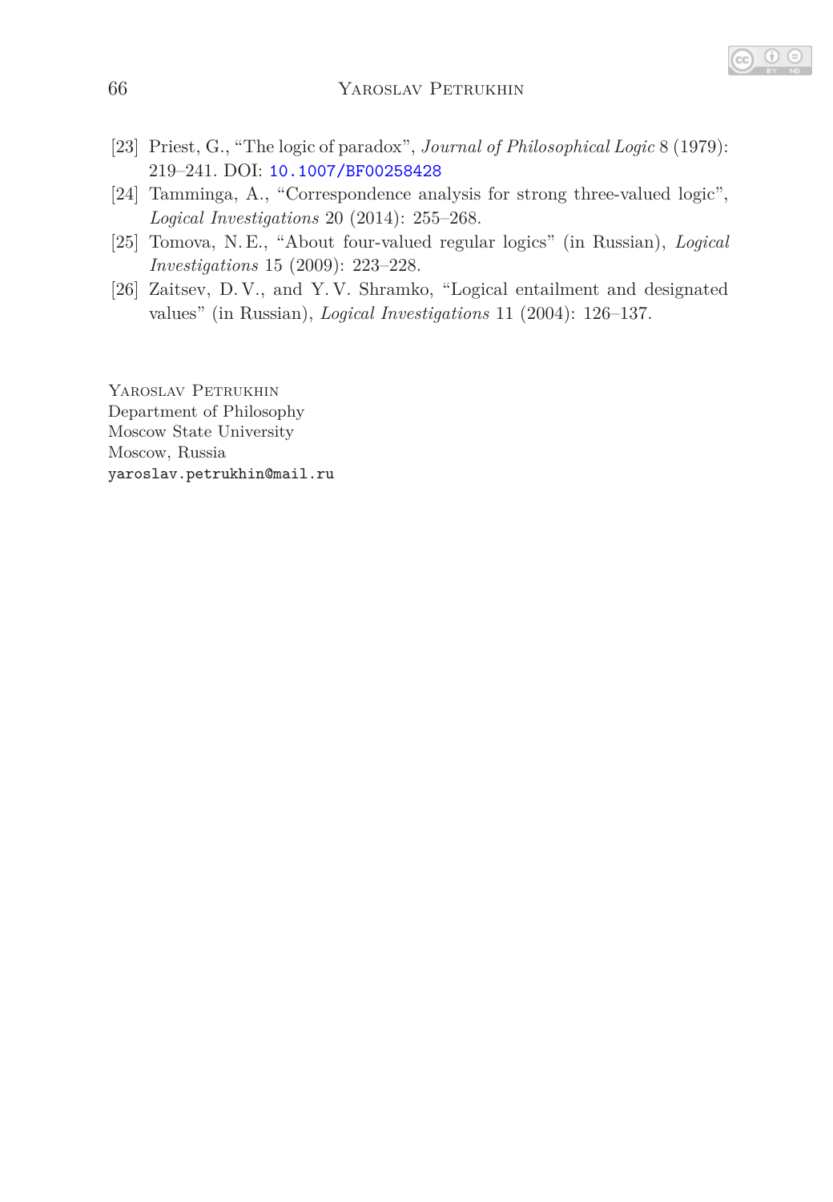[23] Priest, G., "The logic of paradox", *Journal of Philosophical Logic* 8 (1979): 219–241. DOI: 10.1007/BF00258428

[24] Tamminga, A., "Correspondence analysis for strong three-valued logic", *Logical Investigations* 20 (2014): 255–268.

[25] Tomova, N. E., "About four-valued regular logics" (in Russian), *Logical Investigations* 15 (2009): 223–228.

[26] Zaitsev, D. V., and Y. V. Shramko, "Logical entailment and designated values" (in Russian), *Logical Investigations* 11 (2004): 126–137.

Yaroslav Petrukhin
Department of Philosophy
Moscow State University
Moscow, Russia
yaroslav.petrukhin@mail.ru